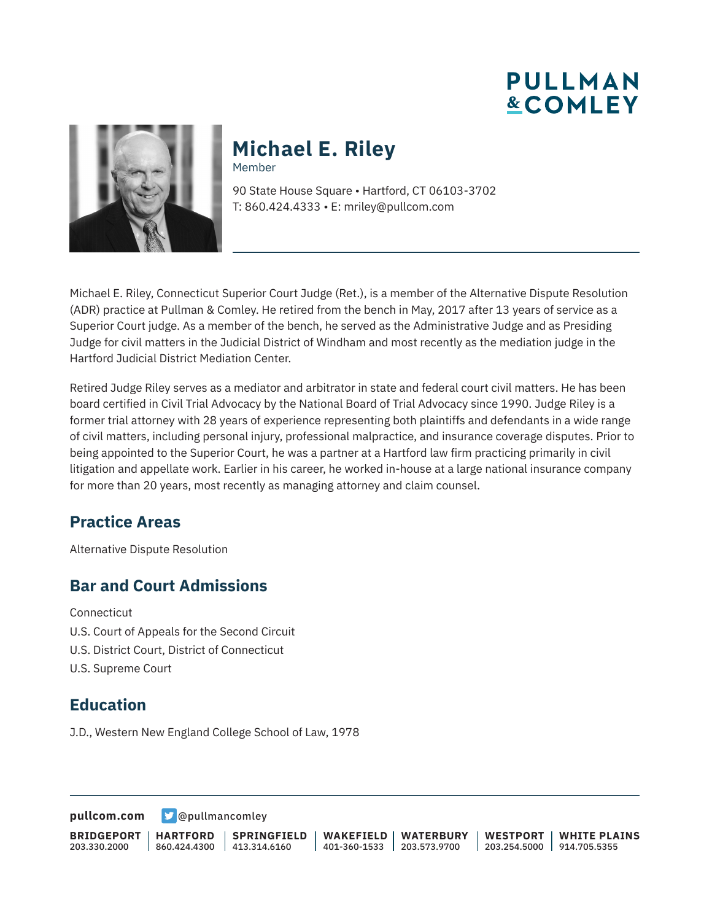PULLMAN & COMLEY

# Michael E. Riley

Member

90 State House Square • Hartford, CT 06103-3702
T: 860.424.4333 • E: mriley@pullcom.com

Michael E. Riley, Connecticut Superior Court Judge (Ret.), is a member of the Alternative Dispute Resolution (ADR) practice at Pullman & Comley. He retired from the bench in May, 2017 after 13 years of service as a Superior Court judge. As a member of the bench, he served as the Administrative Judge and as Presiding Judge for civil matters in the Judicial District of Windham and most recently as the mediation judge in the Hartford Judicial District Mediation Center.

Retired Judge Riley serves as a mediator and arbitrator in state and federal court civil matters. He has been board certified in Civil Trial Advocacy by the National Board of Trial Advocacy since 1990. Judge Riley is a former trial attorney with 28 years of experience representing both plaintiffs and defendants in a wide range of civil matters, including personal injury, professional malpractice, and insurance coverage disputes. Prior to being appointed to the Superior Court, he was a partner at a Hartford law firm practicing primarily in civil litigation and appellate work. Earlier in his career, he worked in-house at a large national insurance company for more than 20 years, most recently as managing attorney and claim counsel.

## Practice Areas

Alternative Dispute Resolution

## Bar and Court Admissions

Connecticut
U.S. Court of Appeals for the Second Circuit
U.S. District Court, District of Connecticut
U.S. Supreme Court

## Education

J.D., Western New England College School of Law, 1978

**pullcom.com** @pullmancomley

| BRIDGEPORT | HARTFORD | SPRINGFIELD | WAKEFIELD | WATERBURY | WESTPORT | WHITE PLAINS |
|---|---|---|---|---|---|---|
| 203.330.2000 | 860.424.4300 | 413.314.6160 | 401-360-1533 | 203.573.9700 | 203.254.5000 | 914.705.5355 |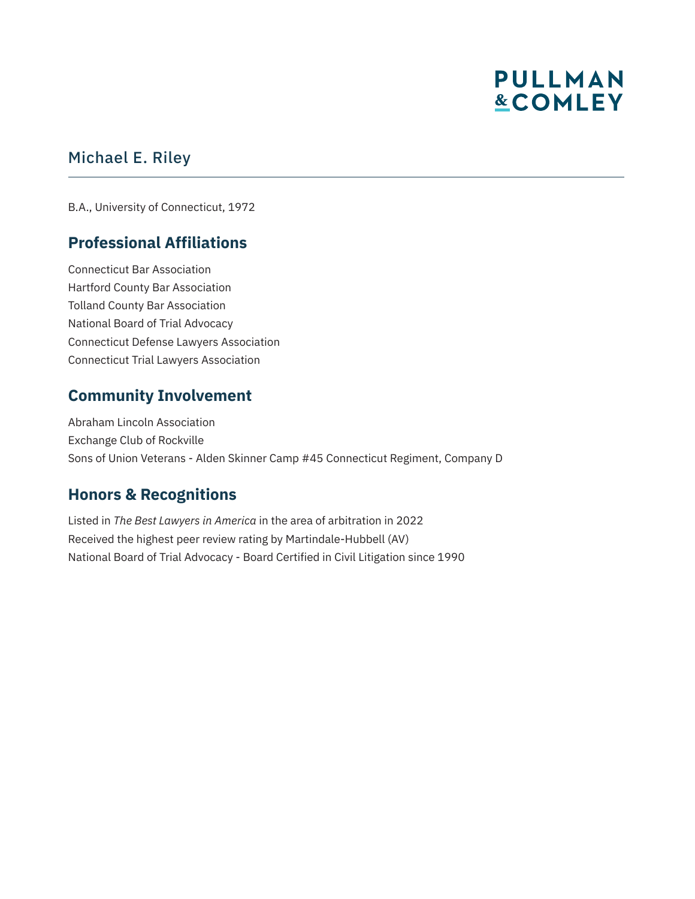## Michael E. Riley

B.A., University of Connecticut, 1972

### Professional Affiliations

Connecticut Bar Association
Hartford County Bar Association
Tolland County Bar Association
National Board of Trial Advocacy
Connecticut Defense Lawyers Association
Connecticut Trial Lawyers Association

### Community Involvement

Abraham Lincoln Association
Exchange Club of Rockville
Sons of Union Veterans - Alden Skinner Camp #45 Connecticut Regiment, Company D

### Honors & Recognitions

Listed in *The Best Lawyers in America* in the area of arbitration in 2022
Received the highest peer review rating by Martindale-Hubbell (AV)
National Board of Trial Advocacy - Board Certified in Civil Litigation since 1990